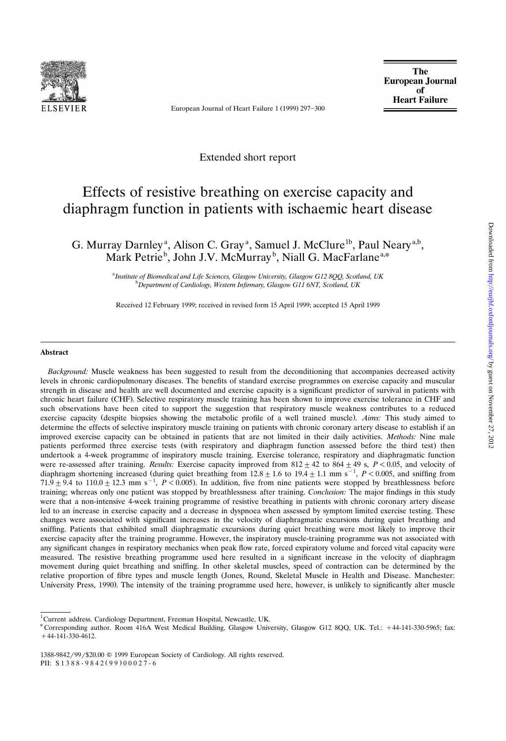Extended short report

# Effects of resistive breathing on exercise capacity and diaphragm function in patients with ischaemic heart disease

G. Murray Darnley[a], Alison C. Gray[a], Samuel J. McClure[1b], Paul Neary[a,b], Mark Petrie[b], John J.V. McMurray[b], Niall G. MacFarlane[a,*]

[a] *Institute of Biomedical and Life Sciences, Glasgow University, Glasgow G12 8QQ, Scotland, UK*
[b] *Department of Cardiology, Western Infirmary, Glasgow G11 6NT, Scotland, UK*

Received 12 February 1999; received in revised form 15 April 1999; accepted 15 April 1999

## Abstract

*Background:* Muscle weakness has been suggested to result from the deconditioning that accompanies decreased activity levels in chronic cardiopulmonary diseases. The benefits of standard exercise programmes on exercise capacity and muscular strength in disease and health are well documented and exercise capacity is a significant predictor of survival in patients with chronic heart failure (CHF). Selective respiratory muscle training has been shown to improve exercise tolerance in CHF and such observations have been cited to support the suggestion that respiratory muscle weakness contributes to a reduced exercise capacity (despite biopsies showing the metabolic profile of a well trained muscle). *Aims:* This study aimed to determine the effects of selective inspiratory muscle training on patients with chronic coronary artery disease to establish if an improved exercise capacity can be obtained in patients that are not limited in their daily activities. *Methods:* Nine male patients performed three exercise tests (with respiratory and diaphragm function assessed before the third test) then undertook a 4-week programme of inspiratory muscle training. Exercise tolerance, respiratory and diaphragmatic function were re-assessed after training. *Results:* Exercise capacity improved from $812 \pm 42$ to $864 \pm 49$ s, $P < 0.05$, and velocity of diaphragm shortening increased (during quiet breathing from $12.8 \pm 1.6$ to $19.4 \pm 1.1$ mm s$^{-1}$, $P < 0.005$, and sniffing from $71.9 \pm 9.4$ to $110.0 \pm 12.3$ mm s$^{-1}$, $P < 0.005$). In addition, five from nine patients were stopped by breathlessness before training; whereas only one patient was stopped by breathlessness after training. *Conclusion:* The major findings in this study were that a non-intensive 4-week training programme of resistive breathing in patients with chronic coronary artery disease led to an increase in exercise capacity and a decrease in dyspnoea when assessed by symptom limited exercise testing. These changes were associated with significant increases in the velocity of diaphragmatic excursions during quiet breathing and sniffing. Patients that exhibited small diaphragmatic excursions during quiet breathing were most likely to improve their exercise capacity after the training programme. However, the inspiratory muscle-training programme was not associated with any significant changes in respiratory mechanics when peak flow rate, forced expiratory volume and forced vital capacity were measured. The resistive breathing programme used here resulted in a significant increase in the velocity of diaphragm movement during quiet breathing and sniffing. In other skeletal muscles, speed of contraction can be determined by the relative proportion of fibre types and muscle length (Jones, Round, Skeletal Muscle in Health and Disease. Manchester: University Press, 1990). The intensity of the training programme used here, however, is unlikely to significantly alter muscle

[1] Current address. Cardiology Department, Freeman Hospital, Newcastle, UK.

* Corresponding author. Room 416A West Medical Building, Glasgow University, Glasgow G12 8QQ, UK. Tel.: +44-141-330-5965; fax: +44-141-330-4612.

1388-9842/99/$20.00 © 1999 European Society of Cardiology. All rights reserved.
PII: S1388-9842(99)00027-6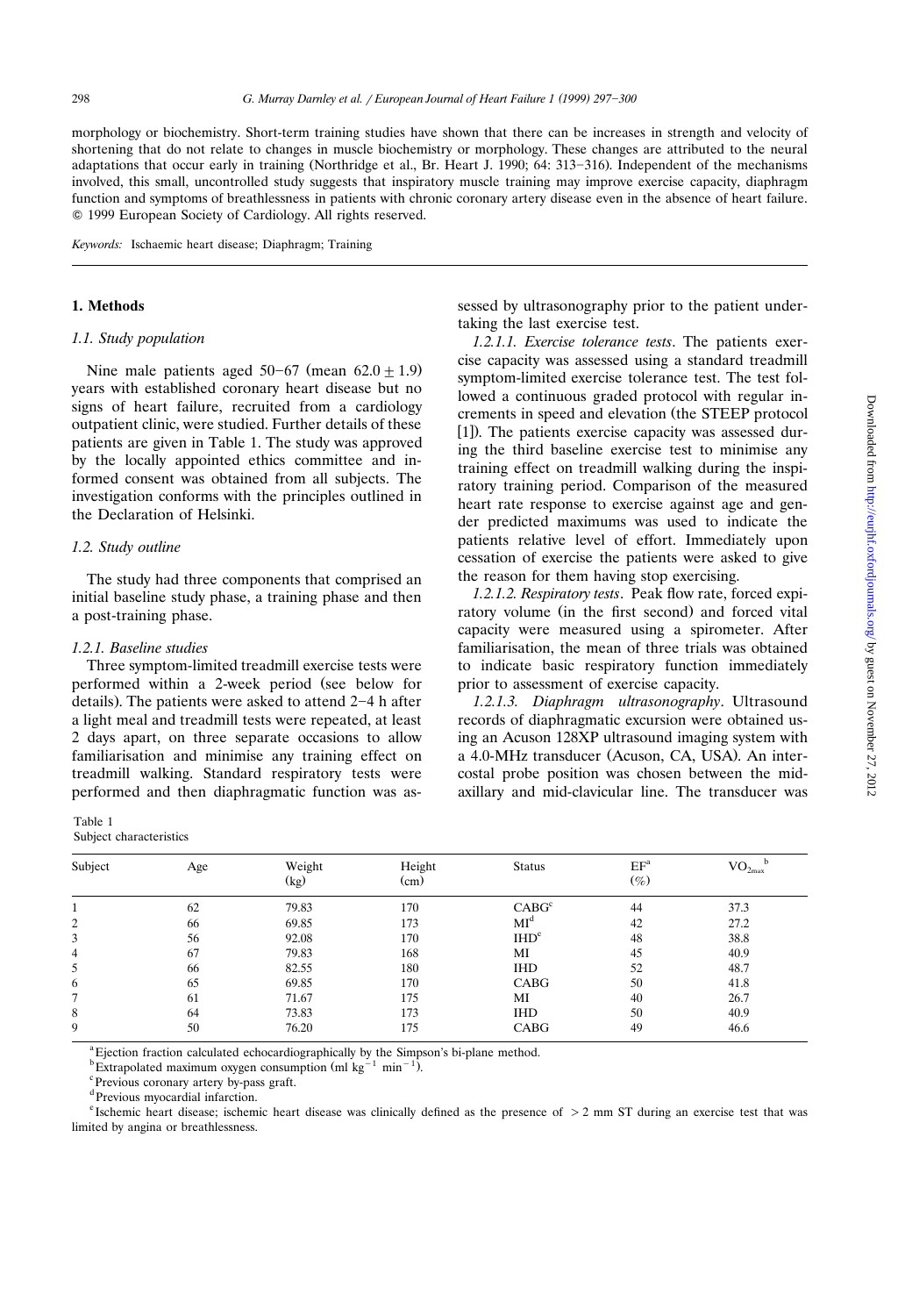morphology or biochemistry. Short-term training studies have shown that there can be increases in strength and velocity of shortening that do not relate to changes in muscle biochemistry or morphology. These changes are attributed to the neural adaptations that occur early in training (Northridge et al., Br. Heart J. 1990; 64: 313–316). Independent of the mechanisms involved, this small, uncontrolled study suggests that inspiratory muscle training may improve exercise capacity, diaphragm function and symptoms of breathlessness in patients with chronic coronary artery disease even in the absence of heart failure. © 1999 European Society of Cardiology. All rights reserved.

*Keywords:* Ischaemic heart disease; Diaphragm; Training

## 1. Methods

### 1.1. Study population

Nine male patients aged 50–67 (mean $62.0 \pm 1.9$) years with established coronary heart disease but no signs of heart failure, recruited from a cardiology outpatient clinic, were studied. Further details of these patients are given in Table 1. The study was approved by the locally appointed ethics committee and informed consent was obtained from all subjects. The investigation conforms with the principles outlined in the Declaration of Helsinki.

### 1.2. Study outline

The study had three components that comprised an initial baseline study phase, a training phase and then a post-training phase.

#### 1.2.1. Baseline studies

Three symptom-limited treadmill exercise tests were performed within a 2-week period (see below for details). The patients were asked to attend 2–4 h after a light meal and treadmill tests were repeated, at least 2 days apart, on three separate occasions to allow familiarisation and minimise any training effect on treadmill walking. Standard respiratory tests were performed and then diaphragmatic function was assessed by ultrasonography prior to the patient undertaking the last exercise test.

*1.2.1.1. Exercise tolerance tests*. The patients exercise capacity was assessed using a standard treadmill symptom-limited exercise tolerance test. The test followed a continuous graded protocol with regular increments in speed and elevation (the STEEP protocol [1]). The patients exercise capacity was assessed during the third baseline exercise test to minimise any training effect on treadmill walking during the inspiratory training period. Comparison of the measured heart rate response to exercise against age and gender predicted maximums was used to indicate the patients relative level of effort. Immediately upon cessation of exercise the patients were asked to give the reason for them having stop exercising.

*1.2.1.2. Respiratory tests*. Peak flow rate, forced expiratory volume (in the first second) and forced vital capacity were measured using a spirometer. After familiarisation, the mean of three trials was obtained to indicate basic respiratory function immediately prior to assessment of exercise capacity.

*1.2.1.3. Diaphragm ultrasonography*. Ultrasound records of diaphragmatic excursion were obtained using an Acuson 128XP ultrasound imaging system with a 4.0-MHz transducer (Acuson, CA, USA). An intercostal probe position was chosen between the mid-axillary and mid-clavicular line. The transducer was

Table 1
Subject characteristics

| Subject | Age | Weight (kg) | Height (cm) | Status | EF[a] (%) | $VO_{2max}$[b] |
|---|---|---|---|---|---|---|
| 1 | 62 | 79.83 | 170 | CABG[c] | 44 | 37.3 |
| 2 | 66 | 69.85 | 173 | MI[d] | 42 | 27.2 |
| 3 | 56 | 92.08 | 170 | IHD[e] | 48 | 38.8 |
| 4 | 67 | 79.83 | 168 | MI | 45 | 40.9 |
| 5 | 66 | 82.55 | 180 | IHD | 52 | 48.7 |
| 6 | 65 | 69.85 | 170 | CABG | 50 | 41.8 |
| 7 | 61 | 71.67 | 175 | MI | 40 | 26.7 |
| 8 | 64 | 73.83 | 173 | IHD | 50 | 40.9 |
| 9 | 50 | 76.20 | 175 | CABG | 49 | 46.6 |

[a] Ejection fraction calculated echocardiographically by the Simpson's bi-plane method.
[b] Extrapolated maximum oxygen consumption (ml $kg^{-1}$ $min^{-1}$).
[c] Previous coronary artery by-pass graft.
[d] Previous myocardial infarction.
[e] Ischemic heart disease; ischemic heart disease was clinically defined as the presence of $>2$ mm ST during an exercise test that was limited by angina or breathlessness.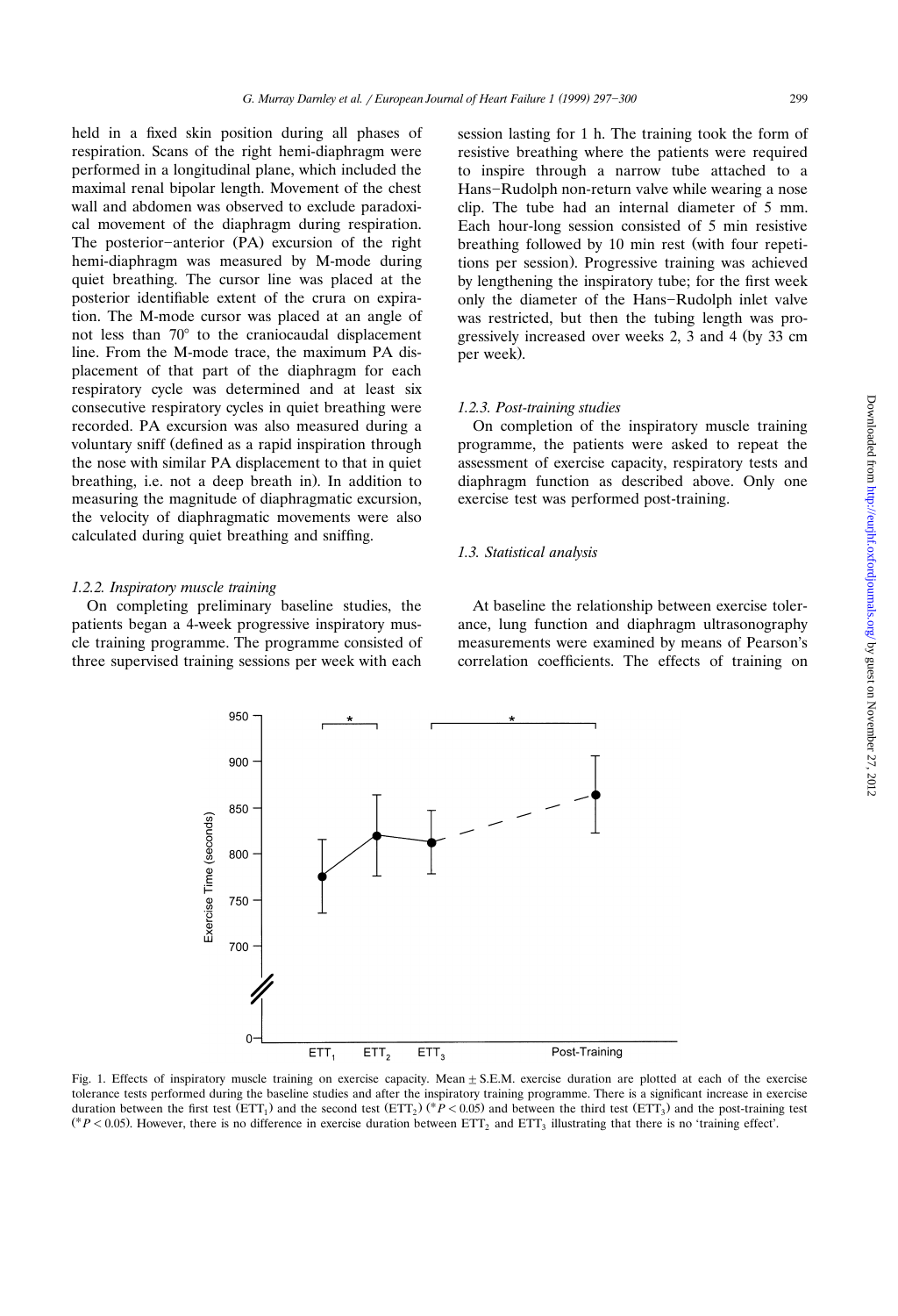held in a fixed skin position during all phases of respiration. Scans of the right hemi-diaphragm were performed in a longitudinal plane, which included the maximal renal bipolar length. Movement of the chest wall and abdomen was observed to exclude paradoxical movement of the diaphragm during respiration. The posterior–anterior (PA) excursion of the right hemi-diaphragm was measured by M-mode during quiet breathing. The cursor line was placed at the posterior identifiable extent of the crura on expiration. The M-mode cursor was placed at an angle of not less than 70° to the craniocaudal displacement line. From the M-mode trace, the maximum PA displacement of that part of the diaphragm for each respiratory cycle was determined and at least six consecutive respiratory cycles in quiet breathing were recorded. PA excursion was also measured during a voluntary sniff (defined as a rapid inspiration through the nose with similar PA displacement to that in quiet breathing, i.e. not a deep breath in). In addition to measuring the magnitude of diaphragmatic excursion, the velocity of diaphragmatic movements were also calculated during quiet breathing and sniffing.

#### *1.2.2. Inspiratory muscle training*

On completing preliminary baseline studies, the patients began a 4-week progressive inspiratory muscle training programme. The programme consisted of three supervised training sessions per week with each session lasting for 1 h. The training took the form of resistive breathing where the patients were required to inspire through a narrow tube attached to a Hans–Rudolph non-return valve while wearing a nose clip. The tube had an internal diameter of 5 mm. Each hour-long session consisted of 5 min resistive breathing followed by 10 min rest (with four repetitions per session). Progressive training was achieved by lengthening the inspiratory tube; for the first week only the diameter of the Hans–Rudolph inlet valve was restricted, but then the tubing length was progressively increased over weeks 2, 3 and 4 (by 33 cm per week).

#### *1.2.3. Post-training studies*

On completion of the inspiratory muscle training programme, the patients were asked to repeat the assessment of exercise capacity, respiratory tests and diaphragm function as described above. Only one exercise test was performed post-training.

### *1.3. Statistical analysis*

At baseline the relationship between exercise tolerance, lung function and diaphragm ultrasonography measurements were examined by means of Pearson's correlation coefficients. The effects of training on

Fig. 1. Effects of inspiratory muscle training on exercise capacity. Mean ± S.E.M. exercise duration are plotted at each of the exercise tolerance tests performed during the baseline studies and after the inspiratory training programme. There is a significant increase in exercise duration between the first test ($ETT_1$) and the second test ($ETT_2$) ($^*P < 0.05$) and between the third test ($ETT_3$) and the post-training test ($^*P < 0.05$). However, there is no difference in exercise duration between $ETT_2$ and $ETT_3$ illustrating that there is no 'training effect'.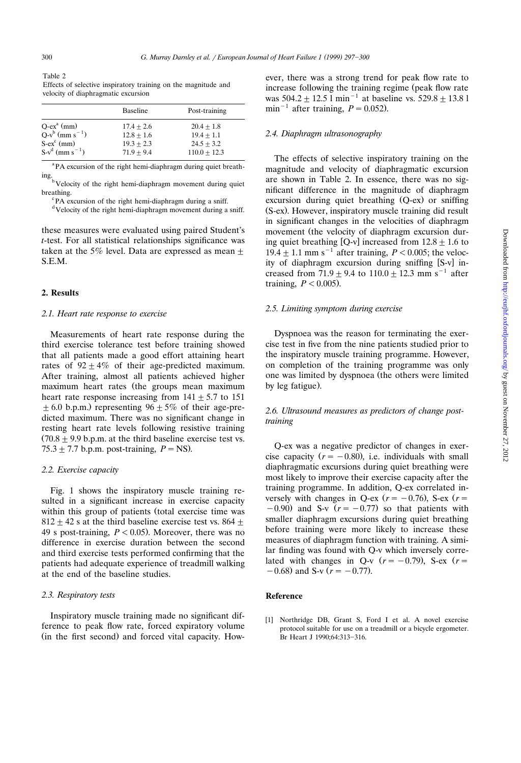Table 2
Effects of selective inspiratory training on the magnitude and velocity of diaphragmatic excursion

| | Baseline | Post-training |
|---|---|---|
| Q-ex[a] (mm) | $17.4 \pm 2.6$ | $20.4 \pm 1.8$ |
| Q-v[b] (mm $s^{-1}$) | $12.8 \pm 1.6$ | $19.4 \pm 1.1$ |
| S-ex[c] (mm) | $19.3 \pm 2.3$ | $24.5 \pm 3.2$ |
| S-v[d] (mm $s^{-1}$) | $71.9 \pm 9.4$ | $110.0 \pm 12.3$ |

[a] PA excursion of the right hemi-diaphragm during quiet breathing.
[b] Velocity of the right hemi-diaphragm movement during quiet breathing.
[c] PA excursion of the right hemi-diaphragm during a sniff.
[d] Velocity of the right hemi-diaphragm movement during a sniff.

these measures were evaluated using paired Student's *t*-test. For all statistical relationships significance was taken at the 5% level. Data are expressed as mean $\pm$ S.E.M.

## 2. Results

### 2.1. Heart rate response to exercise

Measurements of heart rate response during the third exercise tolerance test before training showed that all patients made a good effort attaining heart rates of $92 \pm 4\%$ of their age-predicted maximum. After training, almost all patients achieved higher maximum heart rates (the groups mean maximum heart rate response increasing from $141 \pm 5.7$ to $151 \pm 6.0$ b.p.m.) representing $96 \pm 5\%$ of their age-predicted maximum. There was no significant change in resting heart rate levels following resistive training ($70.8 \pm 9.9$ b.p.m. at the third baseline exercise test vs. $75.3 \pm 7.7$ b.p.m. post-training, $P =$ NS).

### 2.2. Exercise capacity

Fig. 1 shows the inspiratory muscle training resulted in a significant increase in exercise capacity within this group of patients (total exercise time was $812 \pm 42$ s at the third baseline exercise test vs. $864 \pm 49$ s post-training, $P < 0.05$). Moreover, there was no difference in exercise duration between the second and third exercise tests performed confirming that the patients had adequate experience of treadmill walking at the end of the baseline studies.

### 2.3. Respiratory tests

Inspiratory muscle training made no significant difference to peak flow rate, forced expiratory volume (in the first second) and forced vital capacity. However, there was a strong trend for peak flow rate to increase following the training regime (peak flow rate was $504.2 \pm 12.5$ l $\text{min}^{-1}$ at baseline vs. $529.8 \pm 13.8$ l $\text{min}^{-1}$ after training, $P = 0.052$).

### 2.4. Diaphragm ultrasonography

The effects of selective inspiratory training on the magnitude and velocity of diaphragmatic excursion are shown in Table 2. In essence, there was no significant difference in the magnitude of diaphragm excursion during quiet breathing (Q-ex) or sniffing (S-ex). However, inspiratory muscle training did result in significant changes in the velocities of diaphragm movement (the velocity of diaphragm excursion during quiet breathing [Q-v] increased from $12.8 \pm 1.6$ to $19.4 \pm 1.1$ mm $s^{-1}$ after training, $P < 0.005$; the velocity of diaphragm excursion during sniffing [S-v] increased from $71.9 \pm 9.4$ to $110.0 \pm 12.3$ mm $s^{-1}$ after training, $P < 0.005$).

### 2.5. Limiting symptom during exercise

Dyspnoea was the reason for terminating the exercise test in five from the nine patients studied prior to the inspiratory muscle training programme. However, on completion of the training programme was only one was limited by dyspnoea (the others were limited by leg fatigue).

### 2.6. Ultrasound measures as predictors of change post-training

Q-ex was a negative predictor of changes in exercise capacity ($r = -0.80$), i.e. individuals with small diaphragmatic excursions during quiet breathing were most likely to improve their exercise capacity after the training programme. In addition, Q-ex correlated inversely with changes in Q-ex ($r = -0.76$), S-ex ($r = -0.90$) and S-v ($r = -0.77$) so that patients with smaller diaphragm excursions during quiet breathing before training were more likely to increase these measures of diaphragm function with training. A similar finding was found with Q-v which inversely correlated with changes in Q-v ($r = -0.79$), S-ex ($r = -0.68$) and S-v ($r = -0.77$).

## Reference

[1] Northridge DB, Grant S, Ford I et al. A novel exercise protocol suitable for use on a treadmill or a bicycle ergometer. Br Heart J 1990;64:313–316.